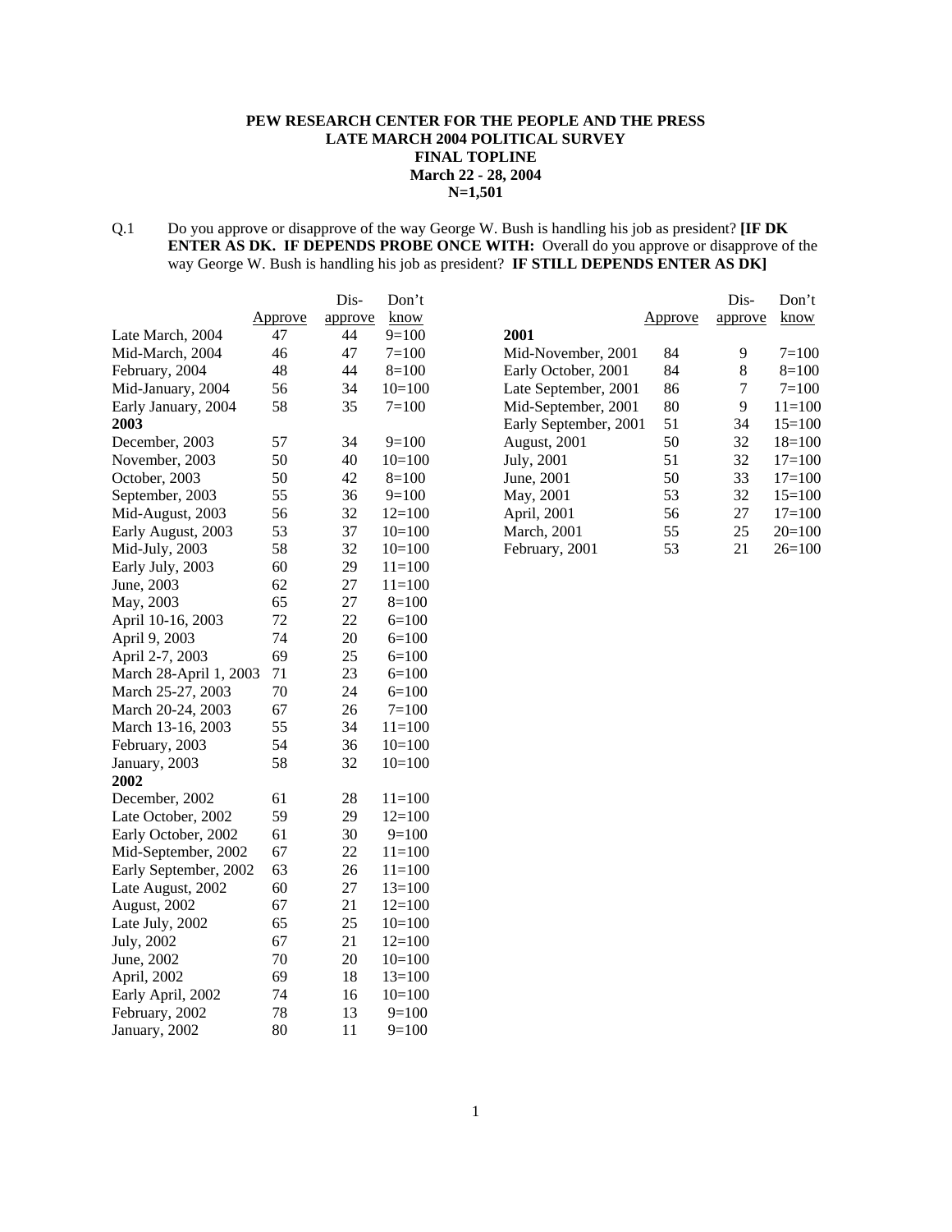**PEW RESEARCH CENTER FOR THE PEOPLE AND THE PRESS**
**LATE MARCH 2004 POLITICAL SURVEY**
**FINAL TOPLINE**
**March 22 - 28, 2004**
**N=1,501**

Q.1 Do you approve or disapprove of the way George W. Bush is handling his job as president? **[IF DK ENTER AS DK. IF DEPENDS PROBE ONCE WITH:** Overall do you approve or disapprove of the way George W. Bush is handling his job as president? **IF STILL DEPENDS ENTER AS DK]**

| | Approve | Dis-approve | Don't know |
|---|---|---|---|
| Late March, 2004 | 47 | 44 | 9=100 |
| Mid-March, 2004 | 46 | 47 | 7=100 |
| February, 2004 | 48 | 44 | 8=100 |
| Mid-January, 2004 | 56 | 34 | 10=100 |
| Early January, 2004 | 58 | 35 | 7=100 |
| **2003** | | | |
| December, 2003 | 57 | 34 | 9=100 |
| November, 2003 | 50 | 40 | 10=100 |
| October, 2003 | 50 | 42 | 8=100 |
| September, 2003 | 55 | 36 | 9=100 |
| Mid-August, 2003 | 56 | 32 | 12=100 |
| Early August, 2003 | 53 | 37 | 10=100 |
| Mid-July, 2003 | 58 | 32 | 10=100 |
| Early July, 2003 | 60 | 29 | 11=100 |
| June, 2003 | 62 | 27 | 11=100 |
| May, 2003 | 65 | 27 | 8=100 |
| April 10-16, 2003 | 72 | 22 | 6=100 |
| April 9, 2003 | 74 | 20 | 6=100 |
| April 2-7, 2003 | 69 | 25 | 6=100 |
| March 28-April 1, 2003 | 71 | 23 | 6=100 |
| March 25-27, 2003 | 70 | 24 | 6=100 |
| March 20-24, 2003 | 67 | 26 | 7=100 |
| March 13-16, 2003 | 55 | 34 | 11=100 |
| February, 2003 | 54 | 36 | 10=100 |
| January, 2003 | 58 | 32 | 10=100 |
| **2002** | | | |
| December, 2002 | 61 | 28 | 11=100 |
| Late October, 2002 | 59 | 29 | 12=100 |
| Early October, 2002 | 61 | 30 | 9=100 |
| Mid-September, 2002 | 67 | 22 | 11=100 |
| Early September, 2002 | 63 | 26 | 11=100 |
| Late August, 2002 | 60 | 27 | 13=100 |
| August, 2002 | 67 | 21 | 12=100 |
| Late July, 2002 | 65 | 25 | 10=100 |
| July, 2002 | 67 | 21 | 12=100 |
| June, 2002 | 70 | 20 | 10=100 |
| April, 2002 | 69 | 18 | 13=100 |
| Early April, 2002 | 74 | 16 | 10=100 |
| February, 2002 | 78 | 13 | 9=100 |
| January, 2002 | 80 | 11 | 9=100 |
| **2001** | | | |
| Mid-November, 2001 | 84 | 9 | 7=100 |
| Early October, 2001 | 84 | 8 | 8=100 |
| Late September, 2001 | 86 | 7 | 7=100 |
| Mid-September, 2001 | 80 | 9 | 11=100 |
| Early September, 2001 | 51 | 34 | 15=100 |
| August, 2001 | 50 | 32 | 18=100 |
| July, 2001 | 51 | 32 | 17=100 |
| June, 2001 | 50 | 33 | 17=100 |
| May, 2001 | 53 | 32 | 15=100 |
| April, 2001 | 56 | 27 | 17=100 |
| March, 2001 | 55 | 25 | 20=100 |
| February, 2001 | 53 | 21 | 26=100 |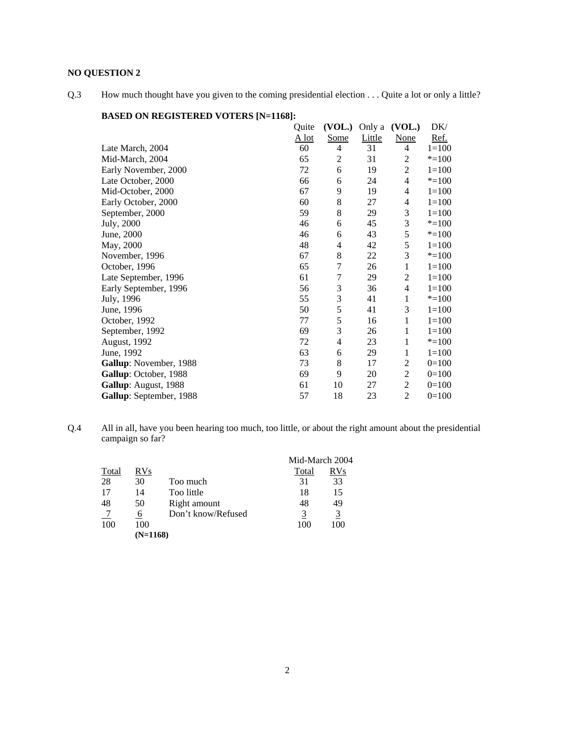**NO QUESTION 2**

Q.3 How much thought have you given to the coming presidential election . . . Quite a lot or only a little?

**BASED ON REGISTERED VOTERS [N=1168]:**

| | Quite A lot | **(VOL.)** Some | Only a Little | **(VOL.)** None | DK/ Ref. |
|---|---|---|---|---|---|
| Late March, 2004 | 60 | 4 | 31 | 4 | 1=100 |
| Mid-March, 2004 | 65 | 2 | 31 | 2 | *=100 |
| Early November, 2000 | 72 | 6 | 19 | 2 | 1=100 |
| Late October, 2000 | 66 | 6 | 24 | 4 | *=100 |
| Mid-October, 2000 | 67 | 9 | 19 | 4 | 1=100 |
| Early October, 2000 | 60 | 8 | 27 | 4 | 1=100 |
| September, 2000 | 59 | 8 | 29 | 3 | 1=100 |
| July, 2000 | 46 | 6 | 45 | 3 | *=100 |
| June, 2000 | 46 | 6 | 43 | 5 | *=100 |
| May, 2000 | 48 | 4 | 42 | 5 | 1=100 |
| November, 1996 | 67 | 8 | 22 | 3 | *=100 |
| October, 1996 | 65 | 7 | 26 | 1 | 1=100 |
| Late September, 1996 | 61 | 7 | 29 | 2 | 1=100 |
| Early September, 1996 | 56 | 3 | 36 | 4 | 1=100 |
| July, 1996 | 55 | 3 | 41 | 1 | *=100 |
| June, 1996 | 50 | 5 | 41 | 3 | 1=100 |
| October, 1992 | 77 | 5 | 16 | 1 | 1=100 |
| September, 1992 | 69 | 3 | 26 | 1 | 1=100 |
| August, 1992 | 72 | 4 | 23 | 1 | *=100 |
| June, 1992 | 63 | 6 | 29 | 1 | 1=100 |
| **Gallup**: November, 1988 | 73 | 8 | 17 | 2 | 0=100 |
| **Gallup**: October, 1988 | 69 | 9 | 20 | 2 | 0=100 |
| **Gallup**: August, 1988 | 61 | 10 | 27 | 2 | 0=100 |
| **Gallup**: September, 1988 | 57 | 18 | 23 | 2 | 0=100 |

Q.4 All in all, have you been hearing too much, too little, or about the right amount about the presidential campaign so far?

| Total | RVs | | Mid-March 2004 Total | Mid-March 2004 RVs |
|---|---|---|---|---|
| 28 | 30 | Too much | 31 | 33 |
| 17 | 14 | Too little | 18 | 15 |
| 48 | 50 | Right amount | 48 | 49 |
| 7 | 6 | Don't know/Refused | 3 | 3 |
| 100 | 100 | | 100 | 100 |
| | **(N=1168)** | | | |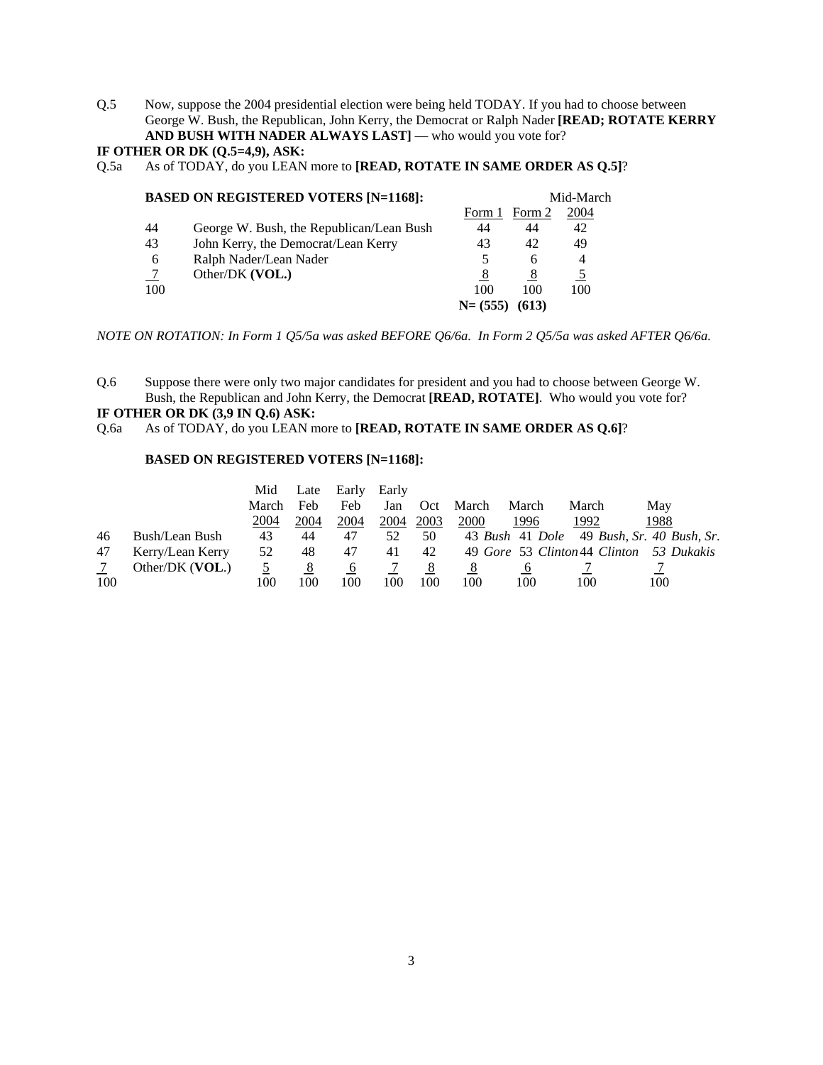Q.5 Now, suppose the 2004 presidential election were being held TODAY. If you had to choose between George W. Bush, the Republican, John Kerry, the Democrat or Ralph Nader **[READ; ROTATE KERRY AND BUSH WITH NADER ALWAYS LAST]** — who would you vote for?

**IF OTHER OR DK (Q.5=4,9), ASK:**

Q.5a As of TODAY, do you LEAN more to **[READ, ROTATE IN SAME ORDER AS Q.5]**?

**BASED ON REGISTERED VOTERS [N=1168]:**

| | | Form 1 | Form 2 | Mid-March 2004 |
|---|---|---|---|---|
| 44 | George W. Bush, the Republican/Lean Bush | 44 | 44 | 42 |
| 43 | John Kerry, the Democrat/Lean Kerry | 43 | 42 | 49 |
| 6 | Ralph Nader/Lean Nader | 5 | 6 | 4 |
| 7 | Other/DK **(VOL.)** | 8 | 8 | 5 |
| 100 | | 100 | 100 | 100 |
| | | N= (555) | (613) | |

*NOTE ON ROTATION: In Form 1 Q5/5a was asked BEFORE Q6/6a. In Form 2 Q5/5a was asked AFTER Q6/6a.*

Q.6 Suppose there were only two major candidates for president and you had to choose between George W. Bush, the Republican and John Kerry, the Democrat **[READ, ROTATE]**. Who would you vote for?

**IF OTHER OR DK (3,9 IN Q.6) ASK:**

Q.6a As of TODAY, do you LEAN more to **[READ, ROTATE IN SAME ORDER AS Q.6]**?

**BASED ON REGISTERED VOTERS [N=1168]:**

| | | Mid March 2004 | Late Feb 2004 | Early Feb 2004 | Early Jan 2004 | Oct 2003 | March 2000 | March 1996 | March 1992 | May 1988 |
|---|---|---|---|---|---|---|---|---|---|---|
| 46 | Bush/Lean Bush | 43 | 44 | 47 | 52 | 50 | 43 *Bush* | 41 *Dole* | 49 *Bush, Sr.* | 40 *Bush, Sr.* |
| 47 | Kerry/Lean Kerry | 52 | 48 | 47 | 41 | 42 | 49 *Gore* | 53 *Clinton* | 44 *Clinton* | 53 *Dukakis* |
| 7 | Other/DK (**VOL.**) | 5 | 8 | 6 | 7 | 8 | 8 | 6 | 7 | 7 |
| 100 | | 100 | 100 | 100 | 100 | 100 | 100 | 100 | 100 | 100 |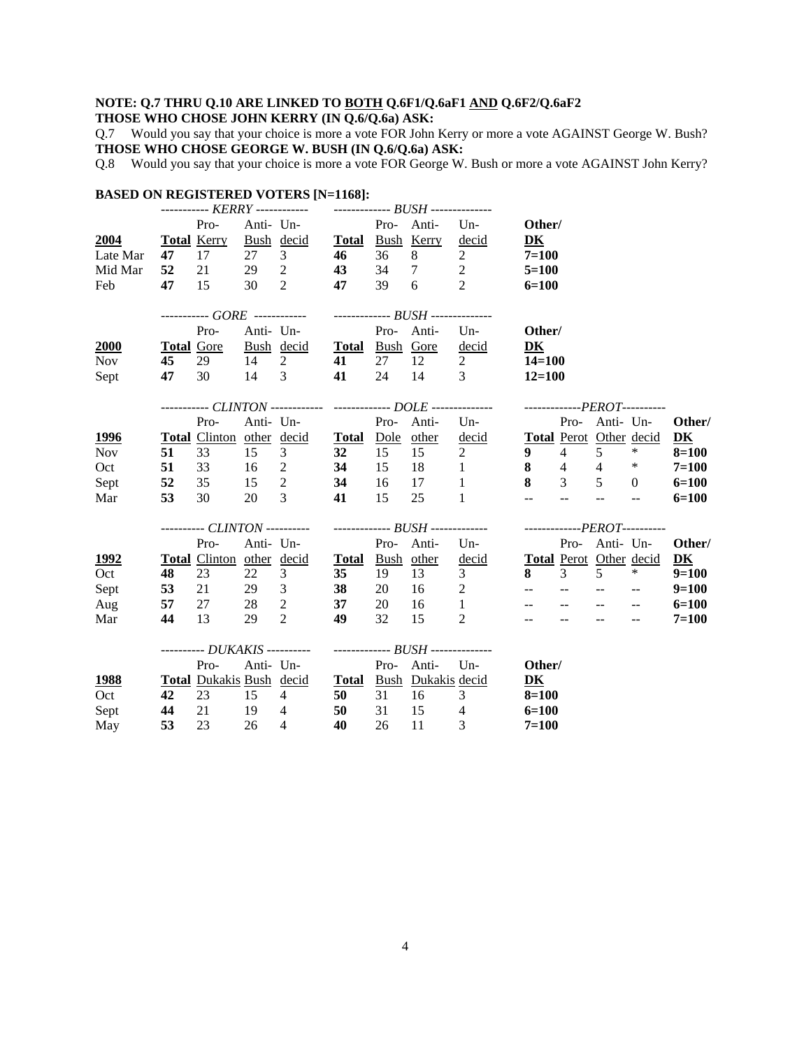**NOTE: Q.7 THRU Q.10 ARE LINKED TO BOTH Q.6F1/Q.6aF1 AND Q.6F2/Q.6aF2**

**THOSE WHO CHOSE JOHN KERRY (IN Q.6/Q.6a) ASK:**

Q.7 Would you say that your choice is more a vote FOR John Kerry or more a vote AGAINST George W. Bush?

**THOSE WHO CHOSE GEORGE W. BUSH (IN Q.6/Q.6a) ASK:**

Q.8 Would you say that your choice is more a vote FOR George W. Bush or more a vote AGAINST John Kerry?

**BASED ON REGISTERED VOTERS [N=1168]:**

| | *KERRY* | | | | *BUSH* | | | | |
|---|---|---|---|---|---|---|---|---|---|
| **2004** | **Total** | Pro-Kerry | Anti-Bush | Undecid | **Total** | Pro-Bush | Anti-Kerry | Undecid | **Other/ DK** |
| Late Mar | **47** | 17 | 27 | 3 | **46** | 36 | 8 | 2 | **7=100** |
| Mid Mar | **52** | 21 | 29 | 2 | **43** | 34 | 7 | 2 | **5=100** |
| Feb | **47** | 15 | 30 | 2 | **47** | 39 | 6 | 2 | **6=100** |

| | *GORE* | | | | *BUSH* | | | | |
|---|---|---|---|---|---|---|---|---|---|
| **2000** | **Total** | Pro-Gore | Anti-Bush | Undecid | **Total** | Pro-Bush | Anti-Gore | Undecid | **Other/ DK** |
| Nov | **45** | 29 | 14 | 2 | **41** | 27 | 12 | 2 | **14=100** |
| Sept | **47** | 30 | 14 | 3 | **41** | 24 | 14 | 3 | **12=100** |

| | *CLINTON* | | | | *DOLE* | | | | *PEROT* | | | | |
|---|---|---|---|---|---|---|---|---|---|---|---|---|---|
| **1996** | **Total** | Pro-Clinton | Anti-other | Undecid | **Total** | Pro-Dole | Anti-other | Undecid | **Total** | Pro-Perot | Anti-Other | Undecid | **Other/ DK** |
| Nov | **51** | 33 | 15 | 3 | **32** | 15 | 15 | 2 | **9** | 4 | 5 | * | **8=100** |
| Oct | **51** | 33 | 16 | 2 | **34** | 15 | 18 | 1 | **8** | 4 | 4 | * | **7=100** |
| Sept | **52** | 35 | 15 | 2 | **34** | 16 | 17 | 1 | **8** | 3 | 5 | 0 | **6=100** |
| Mar | **53** | 30 | 20 | 3 | **41** | 15 | 25 | 1 | -- | -- | -- | -- | **6=100** |

| | *CLINTON* | | | | *BUSH* | | | | *PEROT* | | | | |
|---|---|---|---|---|---|---|---|---|---|---|---|---|---|
| **1992** | **Total** | Pro-Clinton | Anti-other | Undecid | **Total** | Pro-Bush | Anti-other | Undecid | **Total** | Pro-Perot | Anti-Other | Undecid | **Other/ DK** |
| Oct | **48** | 23 | 22 | 3 | **35** | 19 | 13 | 3 | **8** | 3 | 5 | * | **9=100** |
| Sept | **53** | 21 | 29 | 3 | **38** | 20 | 16 | 2 | -- | -- | -- | -- | **9=100** |
| Aug | **57** | 27 | 28 | 2 | **37** | 20 | 16 | 1 | -- | -- | -- | -- | **6=100** |
| Mar | **44** | 13 | 29 | 2 | **49** | 32 | 15 | 2 | -- | -- | -- | -- | **7=100** |

| | *DUKAKIS* | | | | *BUSH* | | | | |
|---|---|---|---|---|---|---|---|---|---|
| **1988** | **Total** | Pro-Dukakis | Anti-Bush | Undecid | **Total** | Pro-Bush | Anti-Dukakis | Undecid | **Other/ DK** |
| Oct | **42** | 23 | 15 | 4 | **50** | 31 | 16 | 3 | **8=100** |
| Sept | **44** | 21 | 19 | 4 | **50** | 31 | 15 | 4 | **6=100** |
| May | **53** | 23 | 26 | 4 | **40** | 26 | 11 | 3 | **7=100** |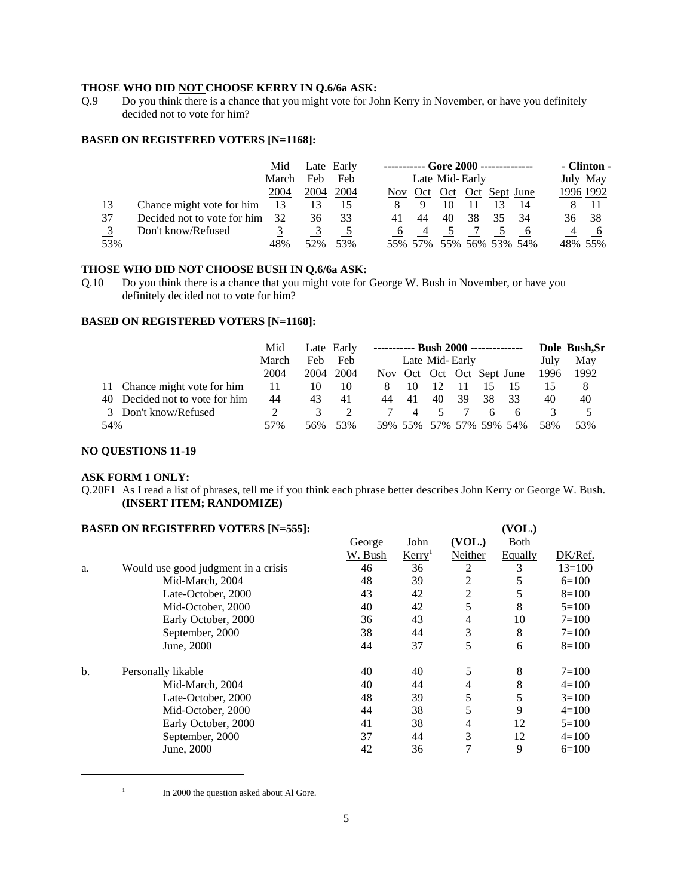**THOSE WHO DID NOT CHOOSE KERRY IN Q.6/6a ASK:**

Q.9 Do you think there is a chance that you might vote for John Kerry in November, or have you definitely decided not to vote for him?

**BASED ON REGISTERED VOTERS [N=1168]:**

| | | Mid March 2004 | Late Feb 2004 | Early Feb 2004 | Gore 2000 Nov | Late Oct | Mid-Oct | Early Oct | Sept | June | Clinton July 1996 | May 1992 |
|---|---|---|---|---|---|---|---|---|---|---|---|---|
| 13 | Chance might vote for him | 13 | 13 | 15 | 8 | 9 | 10 | 11 | 13 | 14 | 8 | 11 |
| 37 | Decided not to vote for him | 32 | 36 | 33 | 41 | 44 | 40 | 38 | 35 | 34 | 36 | 38 |
| 3 | Don't know/Refused | 3 | 3 | 5 | 6 | 4 | 5 | 7 | 5 | 6 | 4 | 6 |
| 53% | | 48% | 52% | 53% | 55% | 57% | 55% | 56% | 53% | 54% | 48% | 55% |

**THOSE WHO DID NOT CHOOSE BUSH IN Q.6/6a ASK:**

Q.10 Do you think there is a chance that you might vote for George W. Bush in November, or have you definitely decided not to vote for him?

**BASED ON REGISTERED VOTERS [N=1168]:**

| | | Mid March 2004 | Late Feb 2004 | Early Feb 2004 | Bush 2000 Nov | Late Oct | Mid-Oct | Early Oct | Sept | June | Dole July 1996 | Bush,Sr May 1992 |
|---|---|---|---|---|---|---|---|---|---|---|---|---|
| 11 | Chance might vote for him | 11 | 10 | 10 | 8 | 10 | 12 | 11 | 15 | 15 | 15 | 8 |
| 40 | Decided not to vote for him | 44 | 43 | 41 | 44 | 41 | 40 | 39 | 38 | 33 | 40 | 40 |
| 3 | Don't know/Refused | 2 | 3 | 2 | 7 | 4 | 5 | 7 | 6 | 6 | 3 | 5 |
| 54% | | 57% | 56% | 53% | 59% | 55% | 57% | 57% | 59% | 54% | 58% | 53% |

**NO QUESTIONS 11-19**

**ASK FORM 1 ONLY:**

Q.20F1 As I read a list of phrases, tell me if you think each phrase better describes John Kerry or George W. Bush. **(INSERT ITEM; RANDOMIZE)**

**BASED ON REGISTERED VOTERS [N=555]:**

| | | George W. Bush | John Kerry[1] | (VOL.) Neither | (VOL.) Both Equally | DK/Ref. |
|---|---|---|---|---|---|---|
| a. | Would use good judgment in a crisis | 46 | 36 | 2 | 3 | 13=100 |
| | Mid-March, 2004 | 48 | 39 | 2 | 5 | 6=100 |
| | Late-October, 2000 | 43 | 42 | 2 | 5 | 8=100 |
| | Mid-October, 2000 | 40 | 42 | 5 | 8 | 5=100 |
| | Early October, 2000 | 36 | 43 | 4 | 10 | 7=100 |
| | September, 2000 | 38 | 44 | 3 | 8 | 7=100 |
| | June, 2000 | 44 | 37 | 5 | 6 | 8=100 |
| b. | Personally likable | 40 | 40 | 5 | 8 | 7=100 |
| | Mid-March, 2004 | 40 | 44 | 4 | 8 | 4=100 |
| | Late-October, 2000 | 48 | 39 | 5 | 5 | 3=100 |
| | Mid-October, 2000 | 44 | 38 | 5 | 9 | 4=100 |
| | Early October, 2000 | 41 | 38 | 4 | 12 | 5=100 |
| | September, 2000 | 37 | 44 | 3 | 12 | 4=100 |
| | June, 2000 | 42 | 36 | 7 | 9 | 6=100 |

[1] In 2000 the question asked about Al Gore.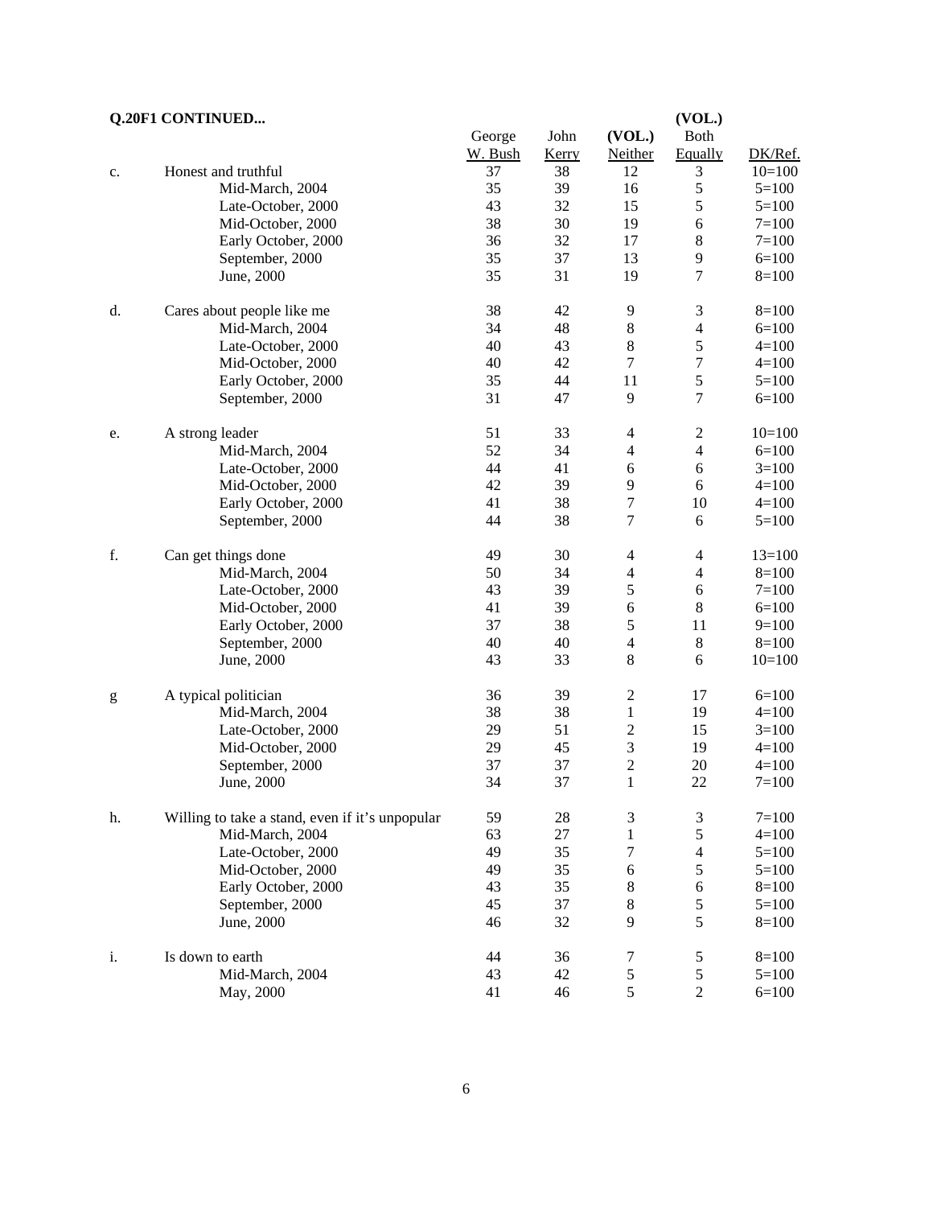**Q.20F1 CONTINUED...**

| | | George W. Bush | John Kerry | (VOL.) Neither | (VOL.) Both Equally | DK/Ref. |
|---|---|---|---|---|---|---|
| c. | Honest and truthful | 37 | 38 | 12 | 3 | 10=100 |
| | Mid-March, 2004 | 35 | 39 | 16 | 5 | 5=100 |
| | Late-October, 2000 | 43 | 32 | 15 | 5 | 5=100 |
| | Mid-October, 2000 | 38 | 30 | 19 | 6 | 7=100 |
| | Early October, 2000 | 36 | 32 | 17 | 8 | 7=100 |
| | September, 2000 | 35 | 37 | 13 | 9 | 6=100 |
| | June, 2000 | 35 | 31 | 19 | 7 | 8=100 |
| d. | Cares about people like me | 38 | 42 | 9 | 3 | 8=100 |
| | Mid-March, 2004 | 34 | 48 | 8 | 4 | 6=100 |
| | Late-October, 2000 | 40 | 43 | 8 | 5 | 4=100 |
| | Mid-October, 2000 | 40 | 42 | 7 | 7 | 4=100 |
| | Early October, 2000 | 35 | 44 | 11 | 5 | 5=100 |
| | September, 2000 | 31 | 47 | 9 | 7 | 6=100 |
| e. | A strong leader | 51 | 33 | 4 | 2 | 10=100 |
| | Mid-March, 2004 | 52 | 34 | 4 | 4 | 6=100 |
| | Late-October, 2000 | 44 | 41 | 6 | 6 | 3=100 |
| | Mid-October, 2000 | 42 | 39 | 9 | 6 | 4=100 |
| | Early October, 2000 | 41 | 38 | 7 | 10 | 4=100 |
| | September, 2000 | 44 | 38 | 7 | 6 | 5=100 |
| f. | Can get things done | 49 | 30 | 4 | 4 | 13=100 |
| | Mid-March, 2004 | 50 | 34 | 4 | 4 | 8=100 |
| | Late-October, 2000 | 43 | 39 | 5 | 6 | 7=100 |
| | Mid-October, 2000 | 41 | 39 | 6 | 8 | 6=100 |
| | Early October, 2000 | 37 | 38 | 5 | 11 | 9=100 |
| | September, 2000 | 40 | 40 | 4 | 8 | 8=100 |
| | June, 2000 | 43 | 33 | 8 | 6 | 10=100 |
| g | A typical politician | 36 | 39 | 2 | 17 | 6=100 |
| | Mid-March, 2004 | 38 | 38 | 1 | 19 | 4=100 |
| | Late-October, 2000 | 29 | 51 | 2 | 15 | 3=100 |
| | Mid-October, 2000 | 29 | 45 | 3 | 19 | 4=100 |
| | September, 2000 | 37 | 37 | 2 | 20 | 4=100 |
| | June, 2000 | 34 | 37 | 1 | 22 | 7=100 |
| h. | Willing to take a stand, even if it's unpopular | 59 | 28 | 3 | 3 | 7=100 |
| | Mid-March, 2004 | 63 | 27 | 1 | 5 | 4=100 |
| | Late-October, 2000 | 49 | 35 | 7 | 4 | 5=100 |
| | Mid-October, 2000 | 49 | 35 | 6 | 5 | 5=100 |
| | Early October, 2000 | 43 | 35 | 8 | 6 | 8=100 |
| | September, 2000 | 45 | 37 | 8 | 5 | 5=100 |
| | June, 2000 | 46 | 32 | 9 | 5 | 8=100 |
| i. | Is down to earth | 44 | 36 | 7 | 5 | 8=100 |
| | Mid-March, 2004 | 43 | 42 | 5 | 5 | 5=100 |
| | May, 2000 | 41 | 46 | 5 | 2 | 6=100 |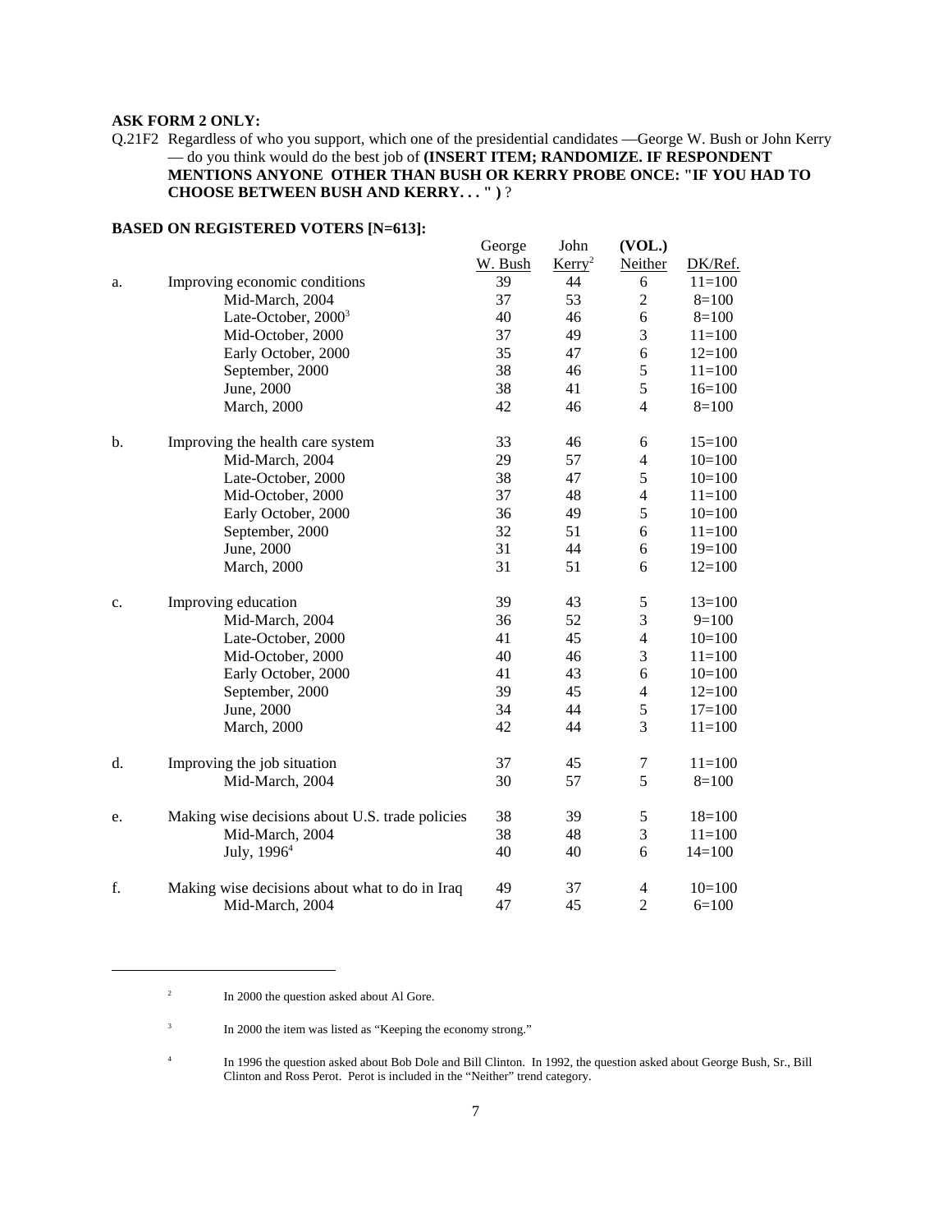**ASK FORM 2 ONLY:**

Q.21F2 Regardless of who you support, which one of the presidential candidates —George W. Bush or John Kerry — do you think would do the best job of **(INSERT ITEM; RANDOMIZE. IF RESPONDENT MENTIONS ANYONE OTHER THAN BUSH OR KERRY PROBE ONCE: "IF YOU HAD TO CHOOSE BETWEEN BUSH AND KERRY. . . " )** ?

**BASED ON REGISTERED VOTERS [N=613]:**

| | | George W. Bush | John Kerry[2] | (VOL.) Neither | DK/Ref. |
|---|---|---|---|---|---|
| a. | Improving economic conditions | 39 | 44 | 6 | 11=100 |
| | Mid-March, 2004 | 37 | 53 | 2 | 8=100 |
| | Late-October, 2000[3] | 40 | 46 | 6 | 8=100 |
| | Mid-October, 2000 | 37 | 49 | 3 | 11=100 |
| | Early October, 2000 | 35 | 47 | 6 | 12=100 |
| | September, 2000 | 38 | 46 | 5 | 11=100 |
| | June, 2000 | 38 | 41 | 5 | 16=100 |
| | March, 2000 | 42 | 46 | 4 | 8=100 |
| b. | Improving the health care system | 33 | 46 | 6 | 15=100 |
| | Mid-March, 2004 | 29 | 57 | 4 | 10=100 |
| | Late-October, 2000 | 38 | 47 | 5 | 10=100 |
| | Mid-October, 2000 | 37 | 48 | 4 | 11=100 |
| | Early October, 2000 | 36 | 49 | 5 | 10=100 |
| | September, 2000 | 32 | 51 | 6 | 11=100 |
| | June, 2000 | 31 | 44 | 6 | 19=100 |
| | March, 2000 | 31 | 51 | 6 | 12=100 |
| c. | Improving education | 39 | 43 | 5 | 13=100 |
| | Mid-March, 2004 | 36 | 52 | 3 | 9=100 |
| | Late-October, 2000 | 41 | 45 | 4 | 10=100 |
| | Mid-October, 2000 | 40 | 46 | 3 | 11=100 |
| | Early October, 2000 | 41 | 43 | 6 | 10=100 |
| | September, 2000 | 39 | 45 | 4 | 12=100 |
| | June, 2000 | 34 | 44 | 5 | 17=100 |
| | March, 2000 | 42 | 44 | 3 | 11=100 |
| d. | Improving the job situation | 37 | 45 | 7 | 11=100 |
| | Mid-March, 2004 | 30 | 57 | 5 | 8=100 |
| e. | Making wise decisions about U.S. trade policies | 38 | 39 | 5 | 18=100 |
| | Mid-March, 2004 | 38 | 48 | 3 | 11=100 |
| | July, 1996[4] | 40 | 40 | 6 | 14=100 |
| f. | Making wise decisions about what to do in Iraq | 49 | 37 | 4 | 10=100 |
| | Mid-March, 2004 | 47 | 45 | 2 | 6=100 |

---

[2] In 2000 the question asked about Al Gore.

[3] In 2000 the item was listed as "Keeping the economy strong."

[4] In 1996 the question asked about Bob Dole and Bill Clinton. In 1992, the question asked about George Bush, Sr., Bill Clinton and Ross Perot. Perot is included in the "Neither" trend category.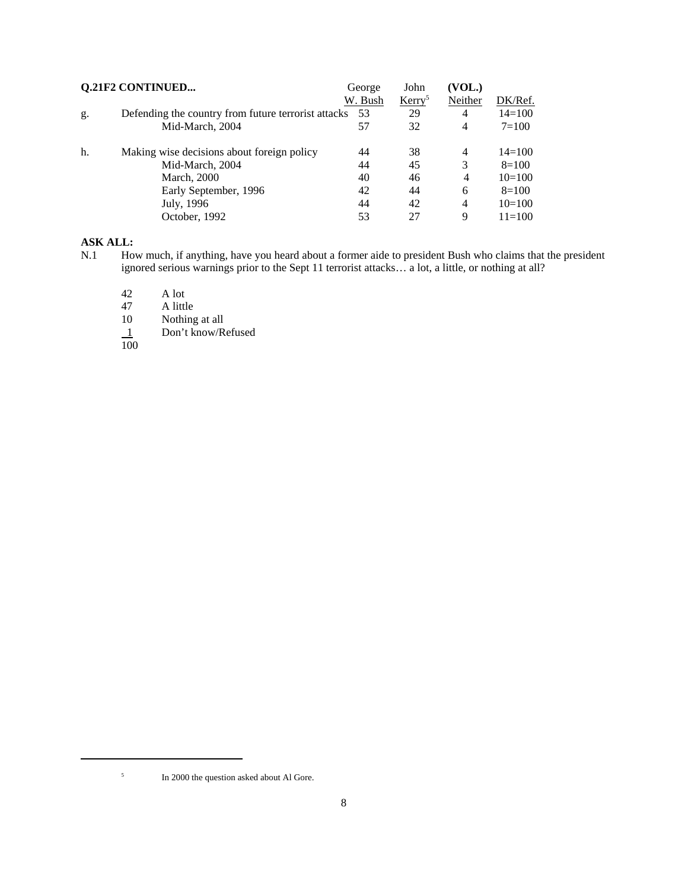| **Q.21F2 CONTINUED...** | | George W. Bush | John Kerry[5] | **(VOL.)** Neither | DK/Ref. |
|---|---|---|---|---|---|
| g. | Defending the country from future terrorist attacks | 53 | 29 | 4 | 14=100 |
| | Mid-March, 2004 | 57 | 32 | 4 | 7=100 |
| | | | | | |
| h. | Making wise decisions about foreign policy | 44 | 38 | 4 | 14=100 |
| | Mid-March, 2004 | 44 | 45 | 3 | 8=100 |
| | March, 2000 | 40 | 46 | 4 | 10=100 |
| | Early September, 1996 | 42 | 44 | 6 | 8=100 |
| | July, 1996 | 44 | 42 | 4 | 10=100 |
| | October, 1992 | 53 | 27 | 9 | 11=100 |

**ASK ALL:**

N.1 How much, if anything, have you heard about a former aide to president Bush who claims that the president ignored serious warnings prior to the Sept 11 terrorist attacks… a lot, a little, or nothing at all?

| | |
|---|---|
| 42 | A lot |
| 47 | A little |
| 10 | Nothing at all |
| 1 | Don't know/Refused |
| 100 | |

[5] In 2000 the question asked about Al Gore.